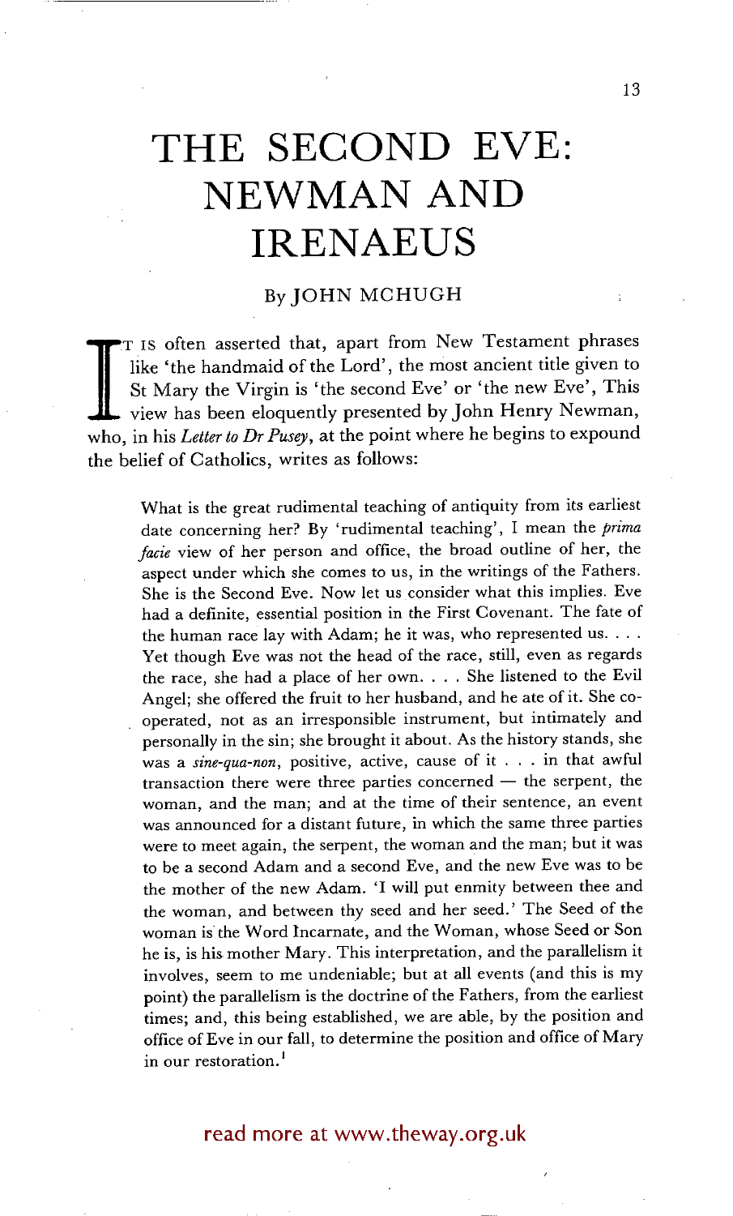# THE SECOND EVE: NEWMAN AND IRENAEUS

By JOHN MCHUGH

IT IS often asserted that, apart from New Testament phrases like 'the handmaid of the Lord', the most ancient title given to St Mary the Virgin is 'the second Eve' or 'the new Eve', This view has been eloquently presented by John Henry Newman, who, in his *Letter to Dr Pusey*, at the point where he begins to expound the belief of Catholics, writes as follows:

> What is the great rudimental teaching of antiquity from its earliest date concerning her? By 'rudimental teaching', I mean the *prima facie* view of her person and office, the broad outline of her, the aspect under which she comes to us, in the writings of the Fathers. She is the Second Eve. Now let us consider what this implies. Eve had a definite, essential position in the First Covenant. The fate of the human race lay with Adam; he it was, who represented us. . . . Yet though Eve was not the head of the race, still, even as regards the race, she had a place of her own. . . . She listened to the Evil Angel; she offered the fruit to her husband, and he ate of it. She co-operated, not as an irresponsible instrument, but intimately and personally in the sin; she brought it about. As the history stands, she was a *sine-qua-non*, positive, active, cause of it . . . in that awful transaction there were three parties concerned — the serpent, the woman, and the man; and at the time of their sentence, an event was announced for a distant future, in which the same three parties were to meet again, the serpent, the woman and the man; but it was to be a second Adam and a second Eve, and the new Eve was to be the mother of the new Adam. 'I will put enmity between thee and the woman, and between thy seed and her seed.' The Seed of the woman is the Word Incarnate, and the Woman, whose Seed or Son he is, is his mother Mary. This interpretation, and the parallelism it involves, seem to me undeniable; but at all events (and this is my point) the parallelism is the doctrine of the Fathers, from the earliest times; and, this being established, we are able, by the position and office of Eve in our fall, to determine the position and office of Mary in our restoration.[1]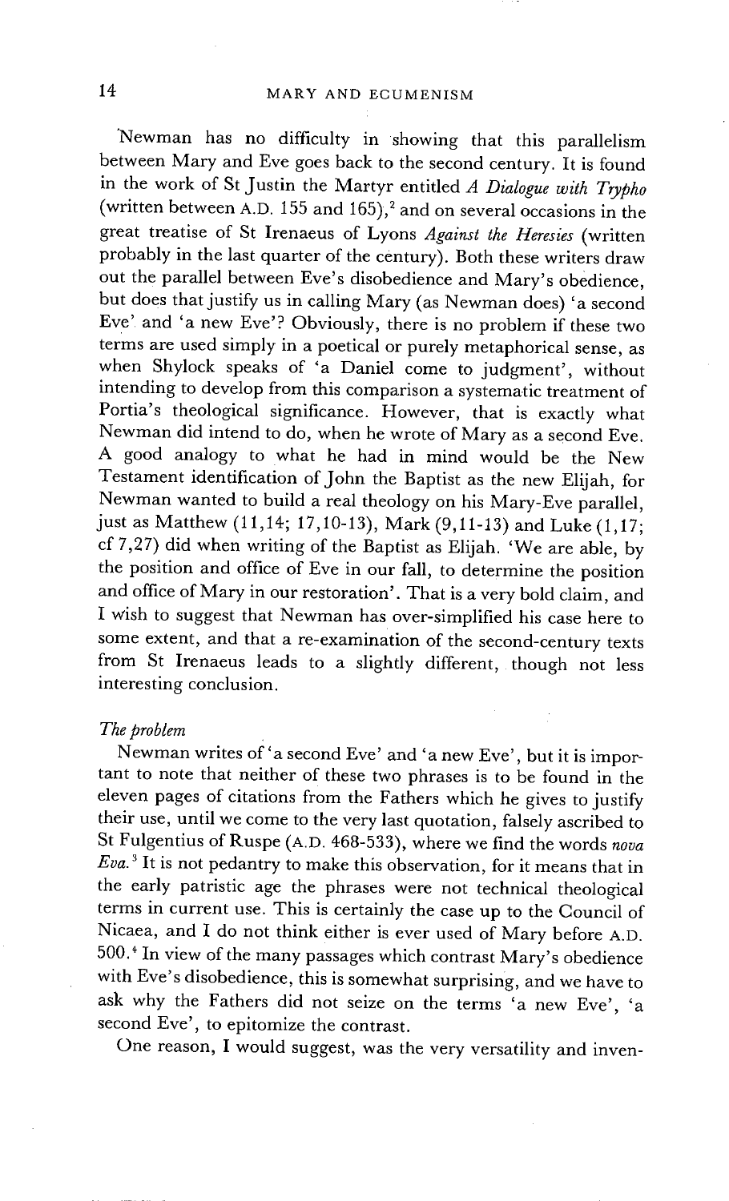Newman has no difficulty in showing that this parallelism between Mary and Eve goes back to the second century. It is found in the work of St Justin the Martyr entitled *A Dialogue with Trypho* (written between A.D. 155 and 165),[2] and on several occasions in the great treatise of St Irenaeus of Lyons *Against the Heresies* (written probably in the last quarter of the century). Both these writers draw out the parallel between Eve's disobedience and Mary's obedience, but does that justify us in calling Mary (as Newman does) 'a second Eve' and 'a new Eve'? Obviously, there is no problem if these two terms are used simply in a poetical or purely metaphorical sense, as when Shylock speaks of 'a Daniel come to judgment', without intending to develop from this comparison a systematic treatment of Portia's theological significance. However, that is exactly what Newman did intend to do, when he wrote of Mary as a second Eve. A good analogy to what he had in mind would be the New Testament identification of John the Baptist as the new Elijah, for Newman wanted to build a real theology on his Mary-Eve parallel, just as Matthew (11,14; 17,10-13), Mark (9,11-13) and Luke (1,17; cf 7,27) did when writing of the Baptist as Elijah. 'We are able, by the position and office of Eve in our fall, to determine the position and office of Mary in our restoration'. That is a very bold claim, and I wish to suggest that Newman has over-simplified his case here to some extent, and that a re-examination of the second-century texts from St Irenaeus leads to a slightly different, though not less interesting conclusion.

*The problem*

Newman writes of 'a second Eve' and 'a new Eve', but it is important to note that neither of these two phrases is to be found in the eleven pages of citations from the Fathers which he gives to justify their use, until we come to the very last quotation, falsely ascribed to St Fulgentius of Ruspe (A.D. 468-533), where we find the words *nova Eva*.[3] It is not pedantry to make this observation, for it means that in the early patristic age the phrases were not technical theological terms in current use. This is certainly the case up to the Council of Nicaea, and I do not think either is ever used of Mary before A.D. 500.[4] In view of the many passages which contrast Mary's obedience with Eve's disobedience, this is somewhat surprising, and we have to ask why the Fathers did not seize on the terms 'a new Eve', 'a second Eve', to epitomize the contrast.

One reason, I would suggest, was the very versatility and inven-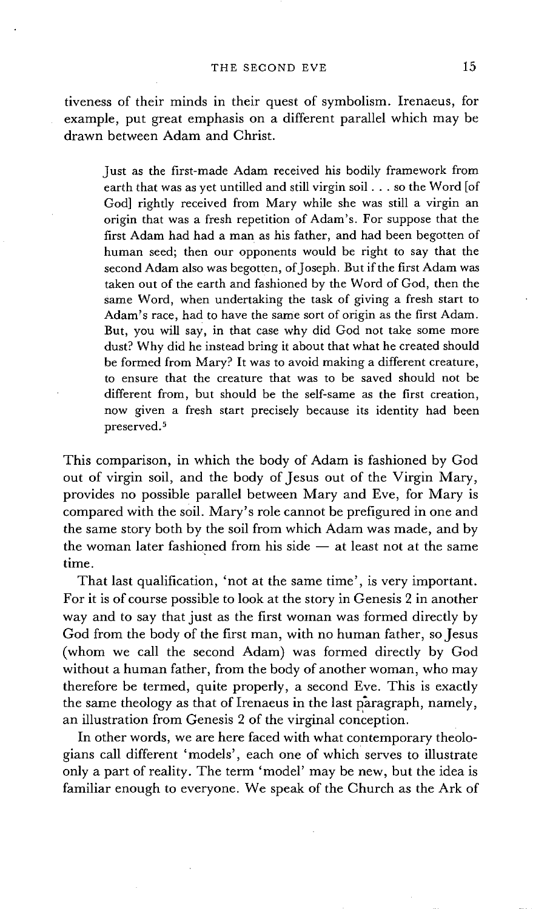tiveness of their minds in their quest of symbolism. Irenaeus, for example, put great emphasis on a different parallel which may be drawn between Adam and Christ.

> Just as the first-made Adam received his bodily framework from earth that was as yet untilled and still virgin soil . . . so the Word [of God] rightly received from Mary while she was still a virgin an origin that was a fresh repetition of Adam's. For suppose that the first Adam had had a man as his father, and had been begotten of human seed; then our opponents would be right to say that the second Adam also was begotten, of Joseph. But if the first Adam was taken out of the earth and fashioned by the Word of God, then the same Word, when undertaking the task of giving a fresh start to Adam's race, had to have the same sort of origin as the first Adam. But, you will say, in that case why did God not take some more dust? Why did he instead bring it about that what he created should be formed from Mary? It was to avoid making a different creature, to ensure that the creature that was to be saved should not be different from, but should be the self-same as the first creation, now given a fresh start precisely because its identity had been preserved.[5]

This comparison, in which the body of Adam is fashioned by God out of virgin soil, and the body of Jesus out of the Virgin Mary, provides no possible parallel between Mary and Eve, for Mary is compared with the soil. Mary's role cannot be prefigured in one and the same story both by the soil from which Adam was made, and by the woman later fashioned from his side — at least not at the same time.

That last qualification, 'not at the same time', is very important. For it is of course possible to look at the story in Genesis 2 in another way and to say that just as the first woman was formed directly by God from the body of the first man, with no human father, so Jesus (whom we call the second Adam) was formed directly by God without a human father, from the body of another woman, who may therefore be termed, quite properly, a second Eve. This is exactly the same theology as that of Irenaeus in the last paragraph, namely, an illustration from Genesis 2 of the virginal conception.

In other words, we are here faced with what contemporary theologians call different 'models', each one of which serves to illustrate only a part of reality. The term 'model' may be new, but the idea is familiar enough to everyone. We speak of the Church as the Ark of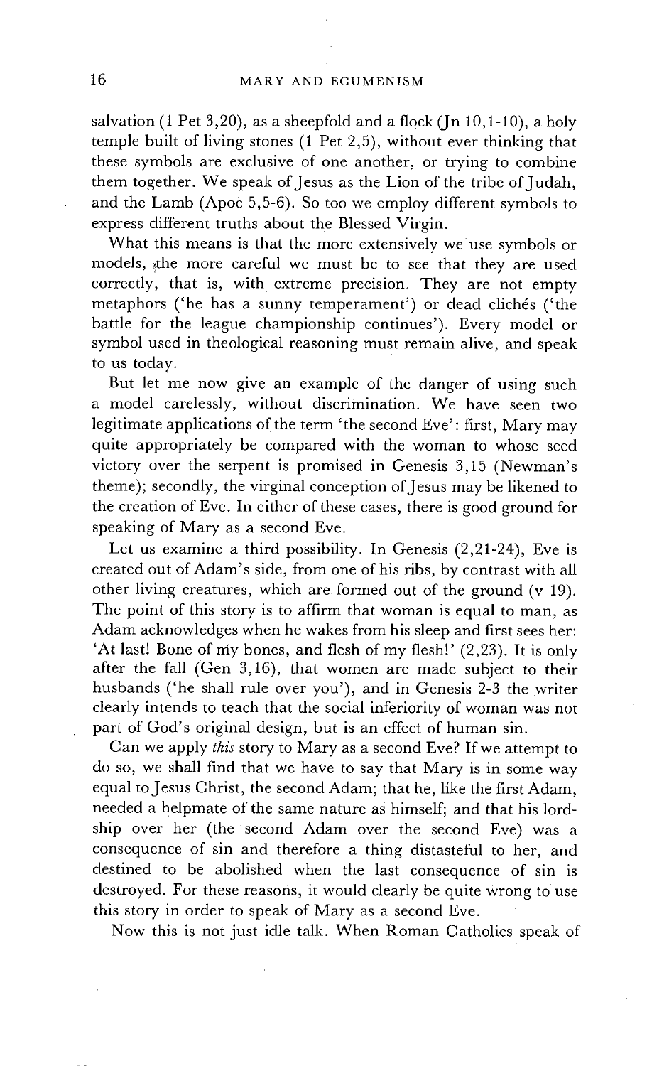salvation (1 Pet 3,20), as a sheepfold and a flock (Jn 10,1-10), a holy temple built of living stones (1 Pet 2,5), without ever thinking that these symbols are exclusive of one another, or trying to combine them together. We speak of Jesus as the Lion of the tribe of Judah, and the Lamb (Apoc 5,5-6). So too we employ different symbols to express different truths about the Blessed Virgin.

What this means is that the more extensively we use symbols or models, the more careful we must be to see that they are used correctly, that is, with extreme precision. They are not empty metaphors ('he has a sunny temperament') or dead clichés ('the battle for the league championship continues'). Every model or symbol used in theological reasoning must remain alive, and speak to us today.

But let me now give an example of the danger of using such a model carelessly, without discrimination. We have seen two legitimate applications of the term 'the second Eve': first, Mary may quite appropriately be compared with the woman to whose seed victory over the serpent is promised in Genesis 3,15 (Newman's theme); secondly, the virginal conception of Jesus may be likened to the creation of Eve. In either of these cases, there is good ground for speaking of Mary as a second Eve.

Let us examine a third possibility. In Genesis (2,21-24), Eve is created out of Adam's side, from one of his ribs, by contrast with all other living creatures, which are formed out of the ground (v 19). The point of this story is to affirm that woman is equal to man, as Adam acknowledges when he wakes from his sleep and first sees her: 'At last! Bone of my bones, and flesh of my flesh!' (2,23). It is only after the fall (Gen 3,16), that women are made subject to their husbands ('he shall rule over you'), and in Genesis 2-3 the writer clearly intends to teach that the social inferiority of woman was not part of God's original design, but is an effect of human sin.

Can we apply *this* story to Mary as a second Eve? If we attempt to do so, we shall find that we have to say that Mary is in some way equal to Jesus Christ, the second Adam; that he, like the first Adam, needed a helpmate of the same nature as himself; and that his lordship over her (the second Adam over the second Eve) was a consequence of sin and therefore a thing distasteful to her, and destined to be abolished when the last consequence of sin is destroyed. For these reasons, it would clearly be quite wrong to use this story in order to speak of Mary as a second Eve.

Now this is not just idle talk. When Roman Catholics speak of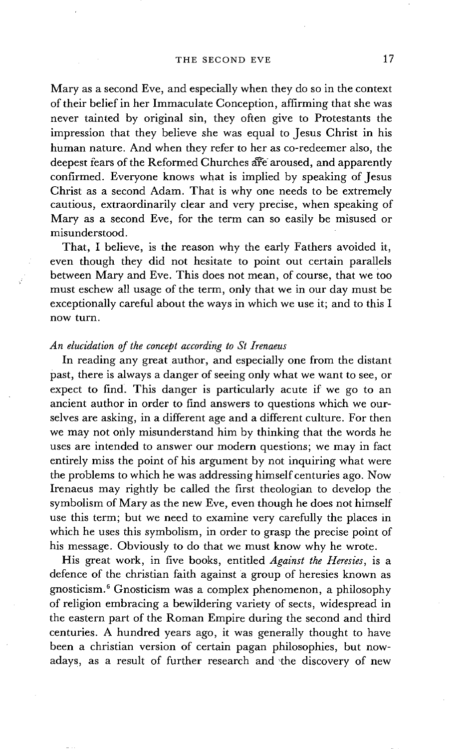Mary as a second Eve, and especially when they do so in the context of their belief in her Immaculate Conception, affirming that she was never tainted by original sin, they often give to Protestants the impression that they believe she was equal to Jesus Christ in his human nature. And when they refer to her as co-redeemer also, the deepest fears of the Reformed Churches are aroused, and apparently confirmed. Everyone knows what is implied by speaking of Jesus Christ as a second Adam. That is why one needs to be extremely cautious, extraordinarily clear and very precise, when speaking of Mary as a second Eve, for the term can so easily be misused or misunderstood.

That, I believe, is the reason why the early Fathers avoided it, even though they did not hesitate to point out certain parallels between Mary and Eve. This does not mean, of course, that we too must eschew all usage of the term, only that we in our day must be exceptionally careful about the ways in which we use it; and to this I now turn.

*An elucidation of the concept according to St Irenaeus*

In reading any great author, and especially one from the distant past, there is always a danger of seeing only what we want to see, or expect to find. This danger is particularly acute if we go to an ancient author in order to find answers to questions which we ourselves are asking, in a different age and a different culture. For then we may not only misunderstand him by thinking that the words he uses are intended to answer our modern questions; we may in fact entirely miss the point of his argument by not inquiring what were the problems to which he was addressing himself centuries ago. Now Irenaeus may rightly be called the first theologian to develop the symbolism of Mary as the new Eve, even though he does not himself use this term; but we need to examine very carefully the places in which he uses this symbolism, in order to grasp the precise point of his message. Obviously to do that we must know why he wrote.

His great work, in five books, entitled *Against the Heresies*, is a defence of the christian faith against a group of heresies known as gnosticism.[6] Gnosticism was a complex phenomenon, a philosophy of religion embracing a bewildering variety of sects, widespread in the eastern part of the Roman Empire during the second and third centuries. A hundred years ago, it was generally thought to have been a christian version of certain pagan philosophies, but nowadays, as a result of further research and the discovery of new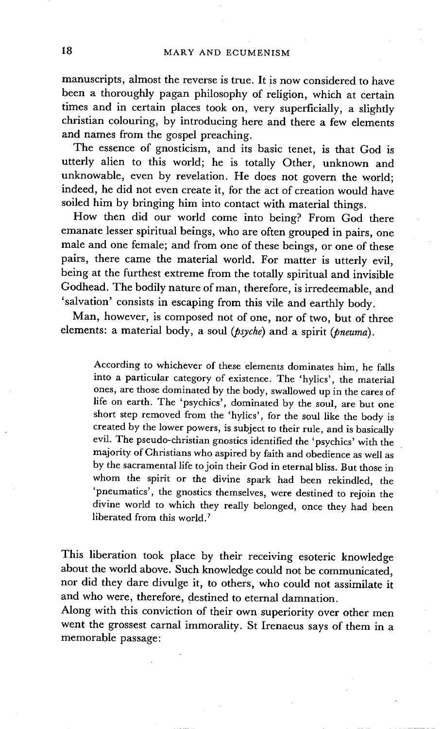manuscripts, almost the reverse is true. It is now considered to have been a thoroughly pagan philosophy of religion, which at certain times and in certain places took on, very superficially, a slightly christian colouring, by introducing here and there a few elements and names from the gospel preaching.

The essence of gnosticism, and its basic tenet, is that God is utterly alien to this world; he is totally Other, unknown and unknowable, even by revelation. He does not govern the world; indeed, he did not even create it, for the act of creation would have soiled him by bringing him into contact with material things.

How then did our world come into being? From God there emanate lesser spiritual beings, who are often grouped in pairs, one male and one female; and from one of these beings, or one of these pairs, there came the material world. For matter is utterly evil, being at the furthest extreme from the totally spiritual and invisible Godhead. The bodily nature of man, therefore, is irredeemable, and 'salvation' consists in escaping from this vile and earthly body.

Man, however, is composed not of one, nor of two, but of three elements: a material body, a soul (*psyche*) and a spirit (*pneuma*).

> According to whichever of these elements dominates him, he falls into a particular category of existence. The 'hylics', the material ones, are those dominated by the body, swallowed up in the cares of life on earth. The 'psychics', dominated by the soul, are but one short step removed from the 'hylics', for the soul like the body is created by the lower powers, is subject to their rule, and is basically evil. The pseudo-christian gnostics identified the 'psychics' with the majority of Christians who aspired by faith and obedience as well as by the sacramental life to join their God in eternal bliss. But those in whom the spirit or the divine spark had been rekindled, the 'pneumatics', the gnostics themselves, were destined to rejoin the divine world to which they really belonged, once they had been liberated from this world.[7]

This liberation took place by their receiving esoteric knowledge about the world above. Such knowledge could not be communicated, nor did they dare divulge it, to others, who could not assimilate it and who were, therefore, destined to eternal damnation.

Along with this conviction of their own superiority over other men went the grossest carnal immorality. St Irenaeus says of them in a memorable passage: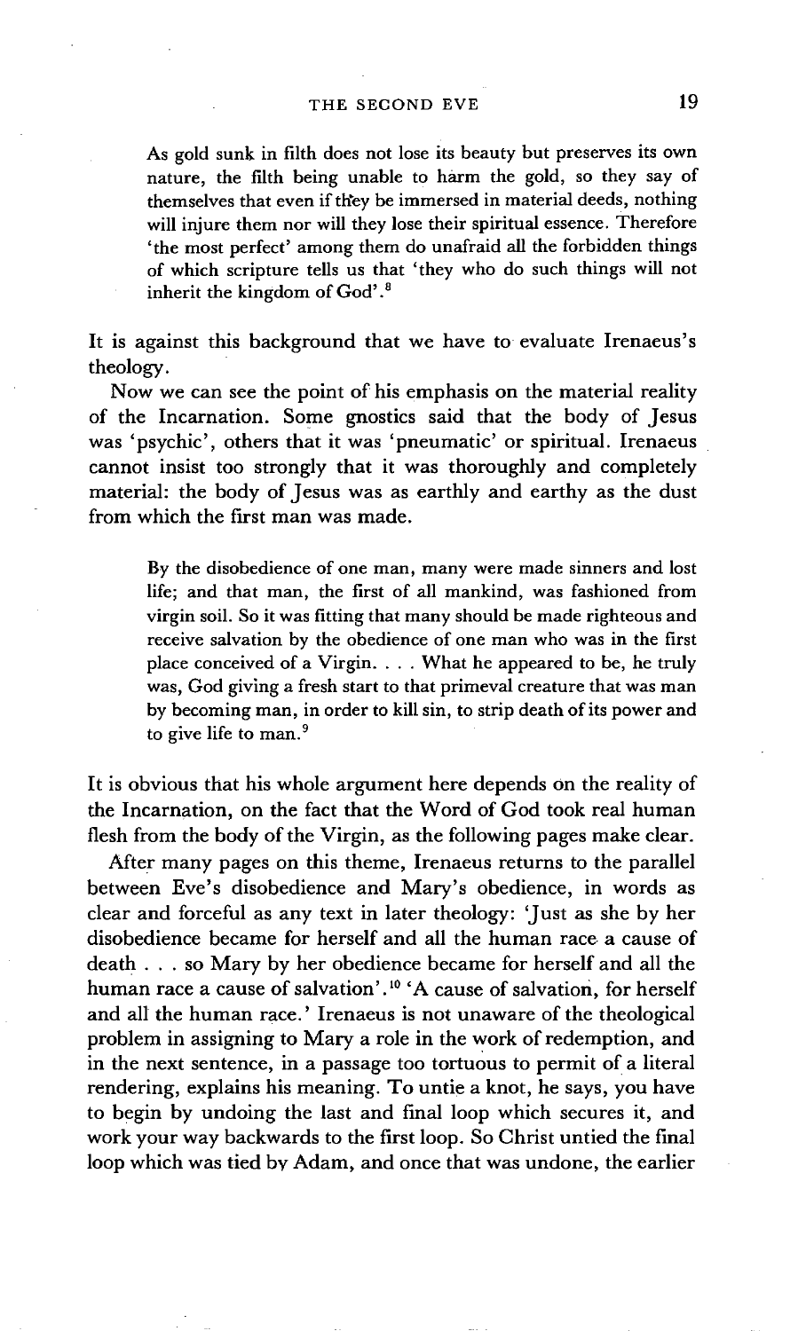> As gold sunk in filth does not lose its beauty but preserves its own nature, the filth being unable to harm the gold, so they say of themselves that even if they be immersed in material deeds, nothing will injure them nor will they lose their spiritual essence. Therefore 'the most perfect' among them do unafraid all the forbidden things of which scripture tells us that 'they who do such things will not inherit the kingdom of God'.[8]

It is against this background that we have to evaluate Irenaeus's theology.

Now we can see the point of his emphasis on the material reality of the Incarnation. Some gnostics said that the body of Jesus was 'psychic', others that it was 'pneumatic' or spiritual. Irenaeus cannot insist too strongly that it was thoroughly and completely material: the body of Jesus was as earthly and earthy as the dust from which the first man was made.

> By the disobedience of one man, many were made sinners and lost life; and that man, the first of all mankind, was fashioned from virgin soil. So it was fitting that many should be made righteous and receive salvation by the obedience of one man who was in the first place conceived of a Virgin. . . . What he appeared to be, he truly was, God giving a fresh start to that primeval creature that was man by becoming man, in order to kill sin, to strip death of its power and to give life to man.[9]

It is obvious that his whole argument here depends on the reality of the Incarnation, on the fact that the Word of God took real human flesh from the body of the Virgin, as the following pages make clear.

After many pages on this theme, Irenaeus returns to the parallel between Eve's disobedience and Mary's obedience, in words as clear and forceful as any text in later theology: 'Just as she by her disobedience became for herself and all the human race a cause of death . . . so Mary by her obedience became for herself and all the human race a cause of salvation'.[10] 'A cause of salvation, for herself and all the human race.' Irenaeus is not unaware of the theological problem in assigning to Mary a role in the work of redemption, and in the next sentence, in a passage too tortuous to permit of a literal rendering, explains his meaning. To untie a knot, he says, you have to begin by undoing the last and final loop which secures it, and work your way backwards to the first loop. So Christ untied the final loop which was tied by Adam, and once that was undone, the earlier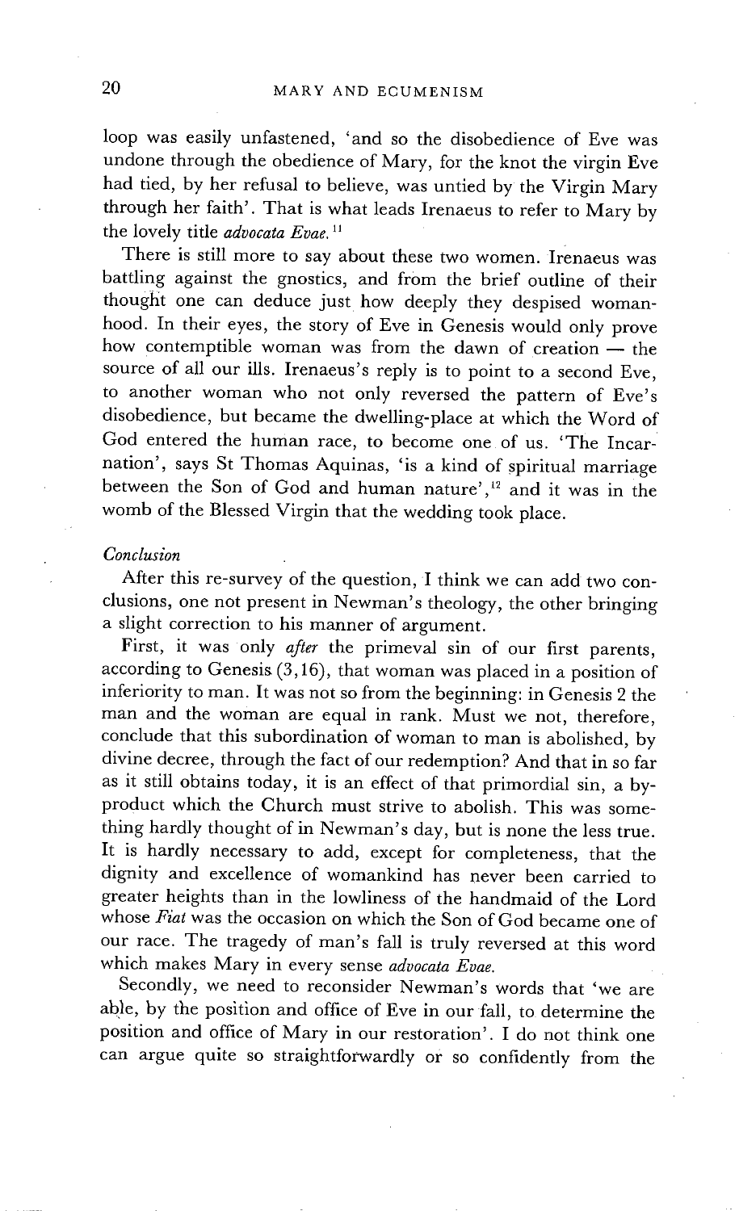loop was easily unfastened, 'and so the disobedience of Eve was undone through the obedience of Mary, for the knot the virgin Eve had tied, by her refusal to believe, was untied by the Virgin Mary through her faith'. That is what leads Irenaeus to refer to Mary by the lovely title *advocata Evae.*[11]

There is still more to say about these two women. Irenaeus was battling against the gnostics, and from the brief outline of their thought one can deduce just how deeply they despised womanhood. In their eyes, the story of Eve in Genesis would only prove how contemptible woman was from the dawn of creation — the source of all our ills. Irenaeus's reply is to point to a second Eve, to another woman who not only reversed the pattern of Eve's disobedience, but became the dwelling-place at which the Word of God entered the human race, to become one of us. 'The Incarnation', says St Thomas Aquinas, 'is a kind of spiritual marriage between the Son of God and human nature',[12] and it was in the womb of the Blessed Virgin that the wedding took place.

### *Conclusion*

After this re-survey of the question, I think we can add two conclusions, one not present in Newman's theology, the other bringing a slight correction to his manner of argument.

First, it was only *after* the primeval sin of our first parents, according to Genesis (3,16), that woman was placed in a position of inferiority to man. It was not so from the beginning: in Genesis 2 the man and the woman are equal in rank. Must we not, therefore, conclude that this subordination of woman to man is abolished, by divine decree, through the fact of our redemption? And that in so far as it still obtains today, it is an effect of that primordial sin, a by-product which the Church must strive to abolish. This was something hardly thought of in Newman's day, but is none the less true. It is hardly necessary to add, except for completeness, that the dignity and excellence of womankind has never been carried to greater heights than in the lowliness of the handmaid of the Lord whose *Fiat* was the occasion on which the Son of God became one of our race. The tragedy of man's fall is truly reversed at this word which makes Mary in every sense *advocata Evae.*

Secondly, we need to reconsider Newman's words that 'we are able, by the position and office of Eve in our fall, to determine the position and office of Mary in our restoration'. I do not think one can argue quite so straightforwardly or so confidently from the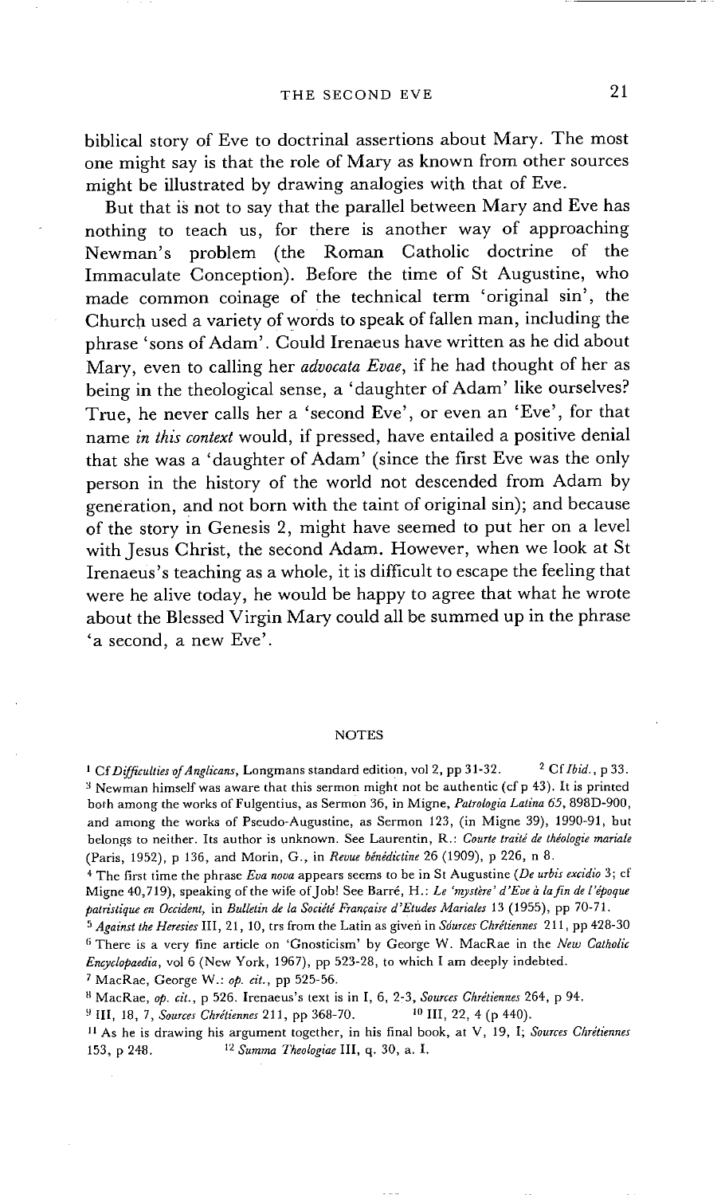biblical story of Eve to doctrinal assertions about Mary. The most one might say is that the role of Mary as known from other sources might be illustrated by drawing analogies with that of Eve.

But that is not to say that the parallel between Mary and Eve has nothing to teach us, for there is another way of approaching Newman's problem (the Roman Catholic doctrine of the Immaculate Conception). Before the time of St Augustine, who made common coinage of the technical term 'original sin', the Church used a variety of words to speak of fallen man, including the phrase 'sons of Adam'. Could Irenaeus have written as he did about Mary, even to calling her *advocata Evae*, if he had thought of her as being in the theological sense, a 'daughter of Adam' like ourselves? True, he never calls her a 'second Eve', or even an 'Eve', for that name *in this context* would, if pressed, have entailed a positive denial that she was a 'daughter of Adam' (since the first Eve was the only person in the history of the world not descended from Adam by generation, and not born with the taint of original sin); and because of the story in Genesis 2, might have seemed to put her on a level with Jesus Christ, the second Adam. However, when we look at St Irenaeus's teaching as a whole, it is difficult to escape the feeling that were he alive today, he would be happy to agree that what he wrote about the Blessed Virgin Mary could all be summed up in the phrase 'a second, a new Eve'.

## NOTES

[1] Cf *Difficulties of Anglicans*, Longmans standard edition, vol 2, pp 31-32. [2] Cf *Ibid.*, p 33.

[3] Newman himself was aware that this sermon might not be authentic (cf p 43). It is printed both among the works of Fulgentius, as Sermon 36, in Migne, *Patrologia Latina 65*, 898D-900, and among the works of Pseudo-Augustine, as Sermon 123, (in Migne 39), 1990-91, but belongs to neither. Its author is unknown. See Laurentin, R.: *Courte traité de théologie mariale* (Paris, 1952), p 136, and Morin, G., in *Revue bénédictine* 26 (1909), p 226, n 8.

[4] The first time the phrase *Eva nova* appears seems to be in St Augustine (*De urbis excidio* 3; cf Migne 40,719), speaking of the wife of Job! See Barré, H.: *Le 'mystère' d'Eve à la fin de l'époque patristique en Occident*, in *Bulletin de la Société Française d'Etudes Mariales* 13 (1955), pp 70-71.

[5] *Against the Heresies* III, 21, 10, trs from the Latin as given in *Sources Chrétiennes* 211, pp 428-30

[6] There is a very fine article on 'Gnosticism' by George W. MacRae in the *New Catholic Encyclopaedia*, vol 6 (New York, 1967), pp 523-28, to which I am deeply indebted.

[7] MacRae, George W.: *op. cit.*, pp 525-56.

[8] MacRae, *op. cit.*, p 526. Irenaeus's text is in I, 6, 2-3, *Sources Chrétiennes* 264, p 94.

[9] III, 18, 7, *Sources Chrétiennes* 211, pp 368-70. [10] III, 22, 4 (p 440).

[11] As he is drawing his argument together, in his final book, at V, 19, I; *Sources Chrétiennes* 153, p 248. [12] *Summa Theologiae* III, q. 30, a. I.